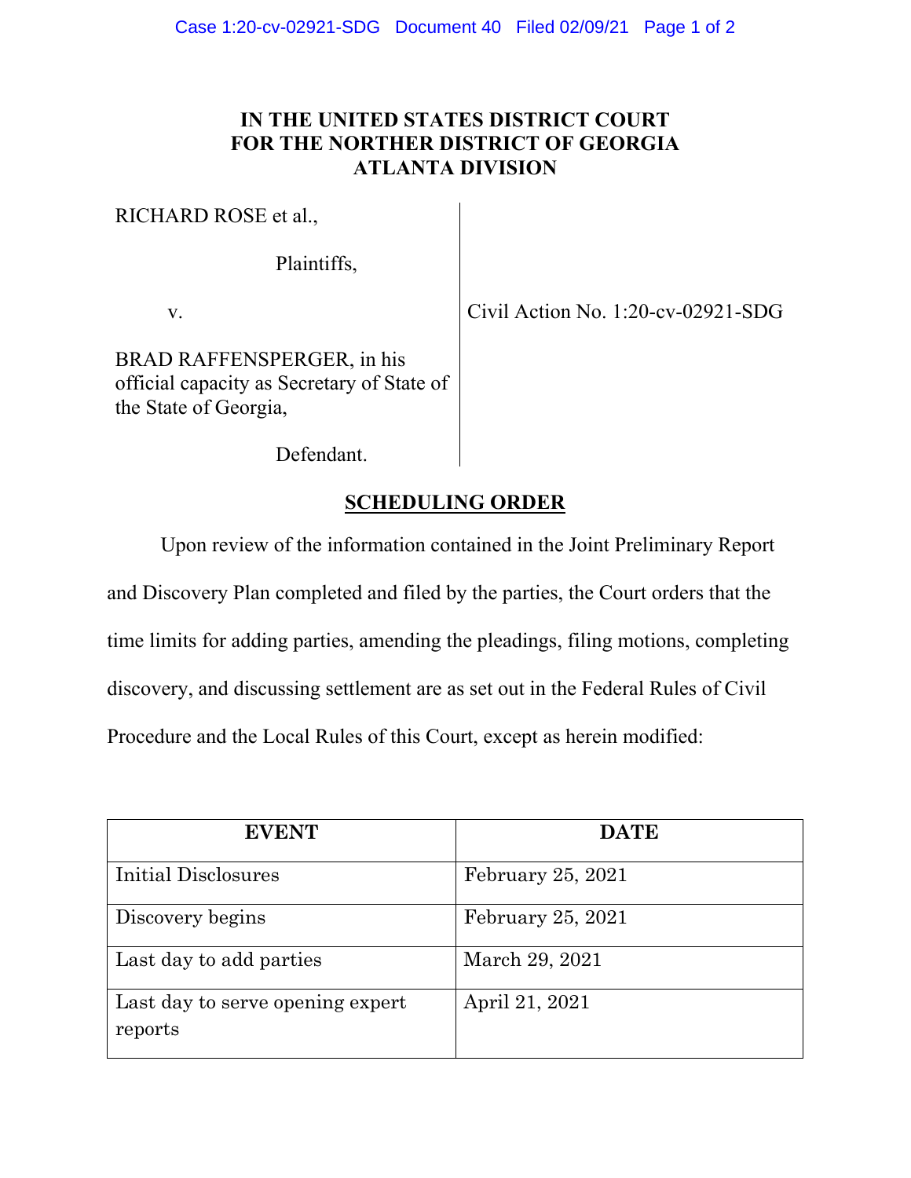**IN THE UNITED STATES DISTRICT COURT**
**FOR THE NORTHER DISTRICT OF GEORGIA**
**ATLANTA DIVISION**

RICHARD ROSE et al.,

Plaintiffs,

v.

BRAD RAFFENSPERGER, in his official capacity as Secretary of State of the State of Georgia,

Defendant.

Civil Action No. 1:20-cv-02921-SDG

## SCHEDULING ORDER

Upon review of the information contained in the Joint Preliminary Report and Discovery Plan completed and filed by the parties, the Court orders that the time limits for adding parties, amending the pleadings, filing motions, completing discovery, and discussing settlement are as set out in the Federal Rules of Civil Procedure and the Local Rules of this Court, except as herein modified:

| EVENT | DATE |
| --- | --- |
| Initial Disclosures | February 25, 2021 |
| Discovery begins | February 25, 2021 |
| Last day to add parties | March 29, 2021 |
| Last day to serve opening expert reports | April 21, 2021 |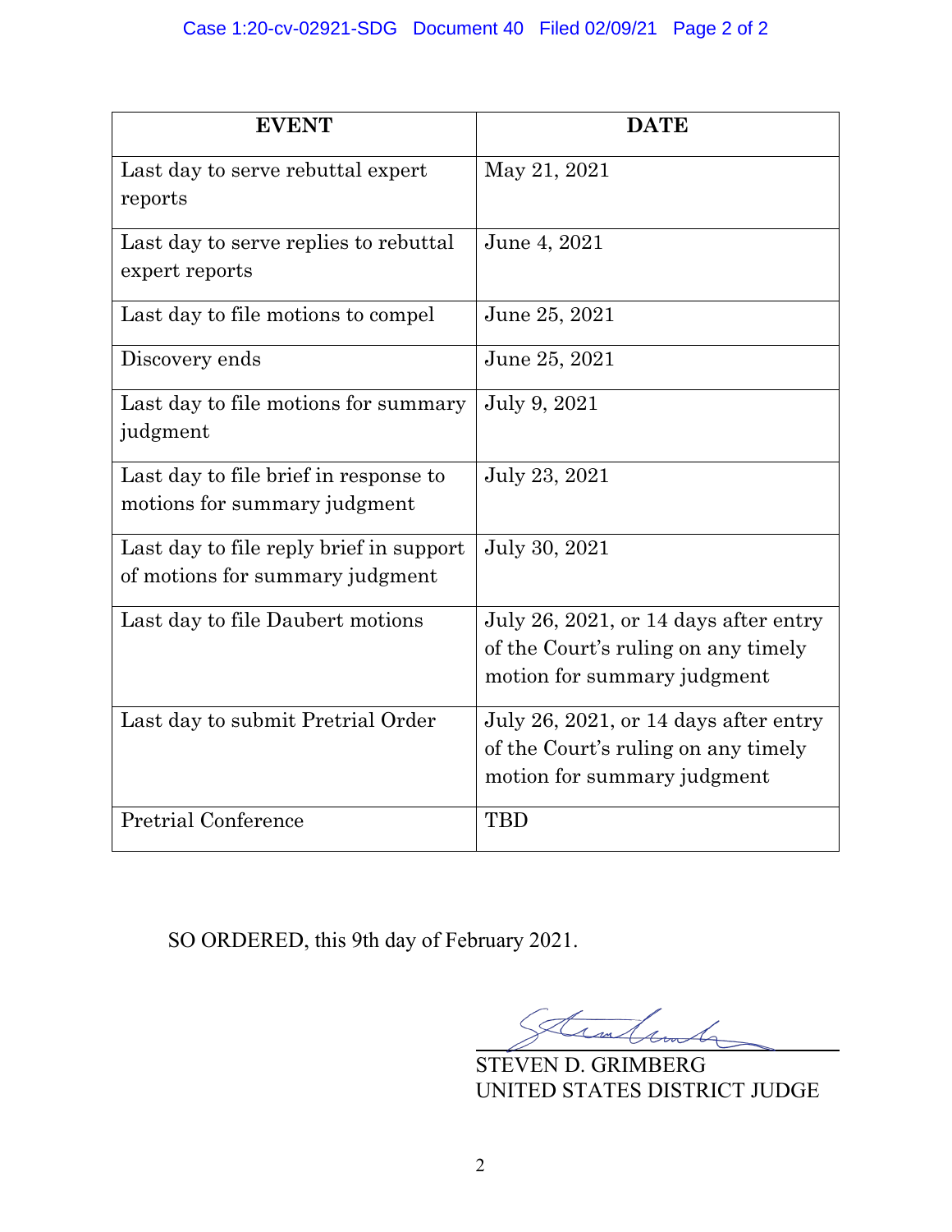| EVENT | DATE |
| --- | --- |
| Last day to serve rebuttal expert reports | May 21, 2021 |
| Last day to serve replies to rebuttal expert reports | June 4, 2021 |
| Last day to file motions to compel | June 25, 2021 |
| Discovery ends | June 25, 2021 |
| Last day to file motions for summary judgment | July 9, 2021 |
| Last day to file brief in response to motions for summary judgment | July 23, 2021 |
| Last day to file reply brief in support of motions for summary judgment | July 30, 2021 |
| Last day to file Daubert motions | July 26, 2021, or 14 days after entry of the Court's ruling on any timely motion for summary judgment |
| Last day to submit Pretrial Order | July 26, 2021, or 14 days after entry of the Court's ruling on any timely motion for summary judgment |
| Pretrial Conference | TBD |

SO ORDERED, this 9th day of February 2021.

STEVEN D. GRIMBERG
UNITED STATES DISTRICT JUDGE